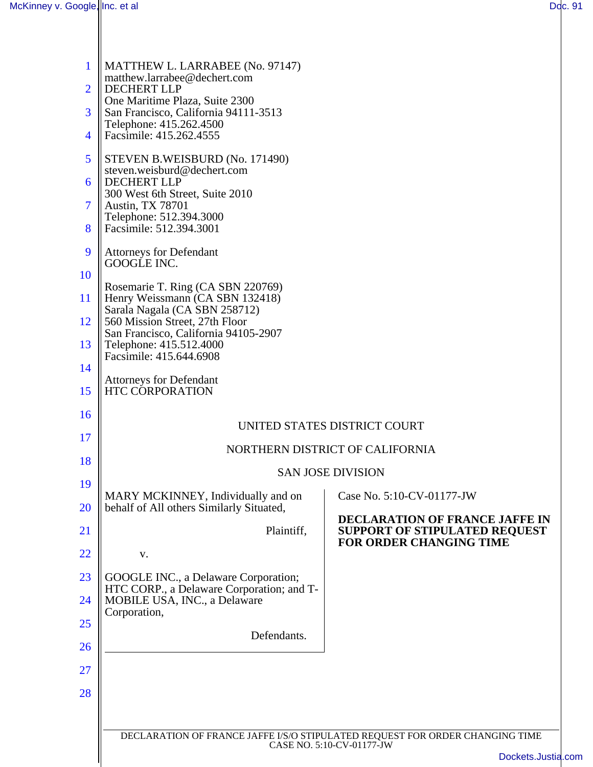MATTHEW L. LARRABEE (No. 97147)
matthew.larrabee@dechert.com
DECHERT LLP
One Maritime Plaza, Suite 2300
San Francisco, California 94111-3513
Telephone: 415.262.4500
Facsimile: 415.262.4555

STEVEN B.WEISBURD (No. 171490)
steven.weisburd@dechert.com
DECHERT LLP
300 West 6th Street, Suite 2010
Austin, TX 78701
Telephone: 512.394.3000
Facsimile: 512.394.3001

Attorneys for Defendant
GOOGLE INC.

Rosemarie T. Ring (CA SBN 220769)
Henry Weissmann (CA SBN 132418)
Sarala Nagala (CA SBN 258712)
560 Mission Street, 27th Floor
San Francisco, California 94105-2907
Telephone: 415.512.4000
Facsimile: 415.644.6908

Attorneys for Defendant
HTC CORPORATION

UNITED STATES DISTRICT COURT

NORTHERN DISTRICT OF CALIFORNIA

SAN JOSE DIVISION

MARY MCKINNEY, Individually and on behalf of All others Similarly Situated,

Plaintiff,

v.

GOOGLE INC., a Delaware Corporation; HTC CORP., a Delaware Corporation; and T-MOBILE USA, INC., a Delaware Corporation,

Defendants.

Case No. 5:10-CV-01177-JW

**DECLARATION OF FRANCE JAFFE IN SUPPORT OF STIPULATED REQUEST FOR ORDER CHANGING TIME**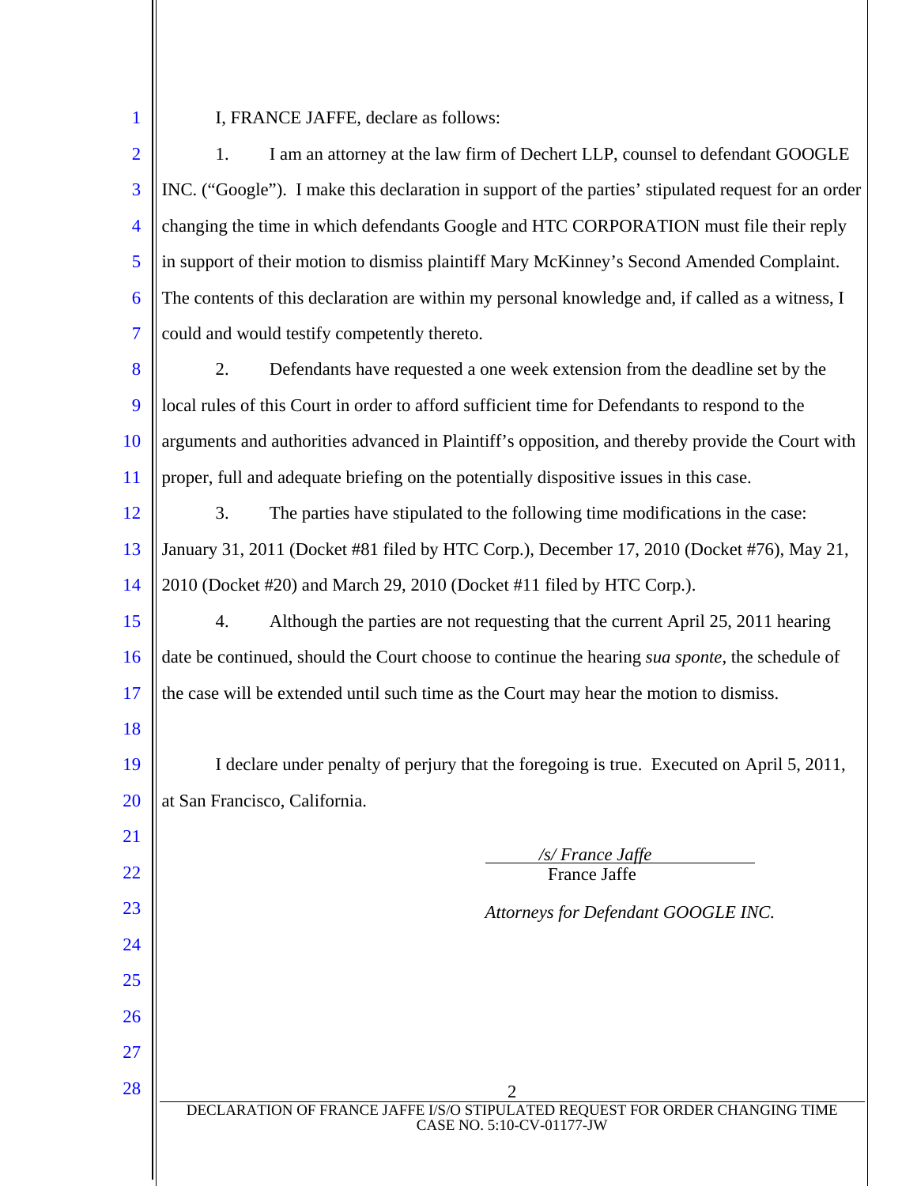I, FRANCE JAFFE, declare as follows:

1. I am an attorney at the law firm of Dechert LLP, counsel to defendant GOOGLE INC. ("Google"). I make this declaration in support of the parties' stipulated request for an order changing the time in which defendants Google and HTC CORPORATION must file their reply in support of their motion to dismiss plaintiff Mary McKinney's Second Amended Complaint. The contents of this declaration are within my personal knowledge and, if called as a witness, I could and would testify competently thereto.

2. Defendants have requested a one week extension from the deadline set by the local rules of this Court in order to afford sufficient time for Defendants to respond to the arguments and authorities advanced in Plaintiff's opposition, and thereby provide the Court with proper, full and adequate briefing on the potentially dispositive issues in this case.

3. The parties have stipulated to the following time modifications in the case: January 31, 2011 (Docket #81 filed by HTC Corp.), December 17, 2010 (Docket #76), May 21, 2010 (Docket #20) and March 29, 2010 (Docket #11 filed by HTC Corp.).

4. Although the parties are not requesting that the current April 25, 2011 hearing date be continued, should the Court choose to continue the hearing *sua sponte*, the schedule of the case will be extended until such time as the Court may hear the motion to dismiss.

I declare under penalty of perjury that the foregoing is true. Executed on April 5, 2011, at San Francisco, California.

*/s/ France Jaffe*
France Jaffe

*Attorneys for Defendant GOOGLE INC.*

DECLARATION OF FRANCE JAFFE I/S/O STIPULATED REQUEST FOR ORDER CHANGING TIME
CASE NO. 5:10-CV-01177-JW